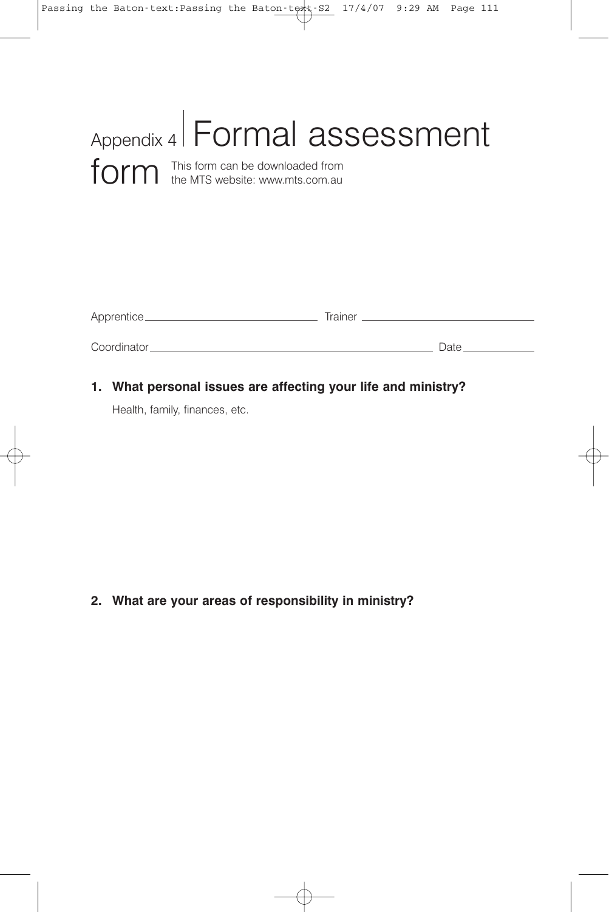# Appendix 4 Formal assessment form

This form can be downloaded from the MTS website: www.mts.com.au

Apprentice\_\_\_\_\_\_\_\_\_\_\_\_\_\_\_\_\_\_\_\_\_\_\_\_\_\_\_\_ Trainer \_\_\_\_\_\_\_\_\_\_\_\_\_\_\_\_\_\_\_\_\_\_\_\_\_\_\_\_

Coordinator\_\_\_\_\_\_\_\_\_\_\_\_\_\_\_\_\_\_\_\_\_\_\_\_\_\_\_\_\_\_\_\_\_\_\_\_\_\_\_\_\_\_\_\_\_\_\_\_ Date\_\_\_\_\_\_\_\_\_\_\_\_

**1. What personal issues are affecting your life and ministry?**

Health, family, finances, etc.

**2. What are your areas of responsibility in ministry?**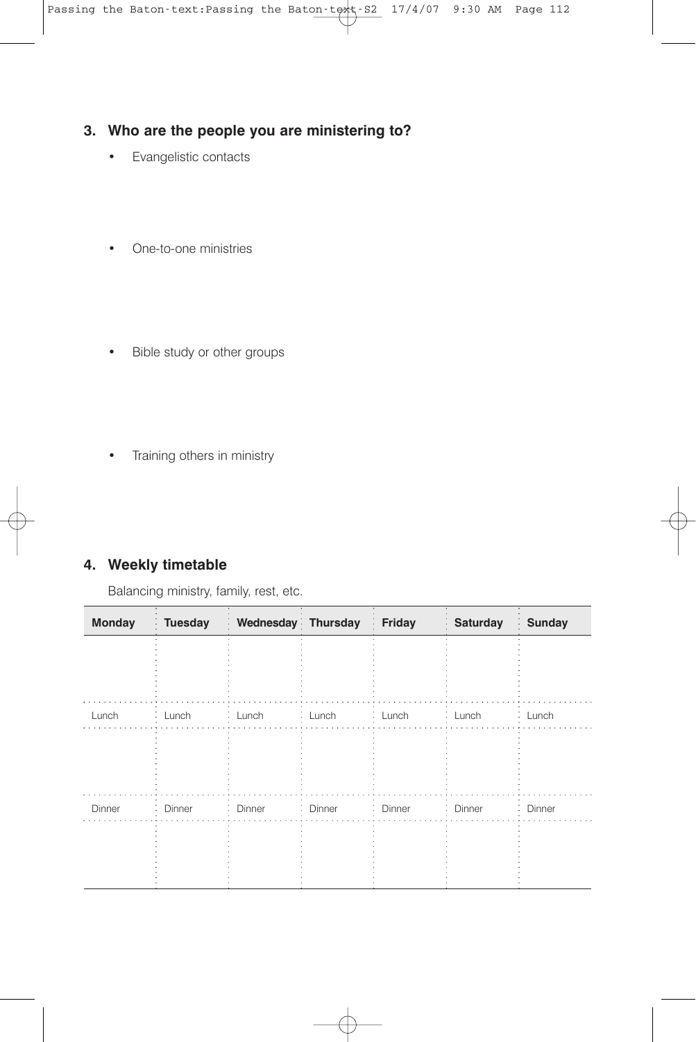### 3. Who are the people you are ministering to?

- Evangelistic contacts

- One-to-one ministries

- Bible study or other groups

- Training others in ministry

### 4. Weekly timetable

Balancing ministry, family, rest, etc.

| Monday | Tuesday | Wednesday | Thursday | Friday | Saturday | Sunday |
|---|---|---|---|---|---|---|
| | | | | | | |
| Lunch | Lunch | Lunch | Lunch | Lunch | Lunch | Lunch |
| | | | | | | |
| Dinner | Dinner | Dinner | Dinner | Dinner | Dinner | Dinner |
| | | | | | | |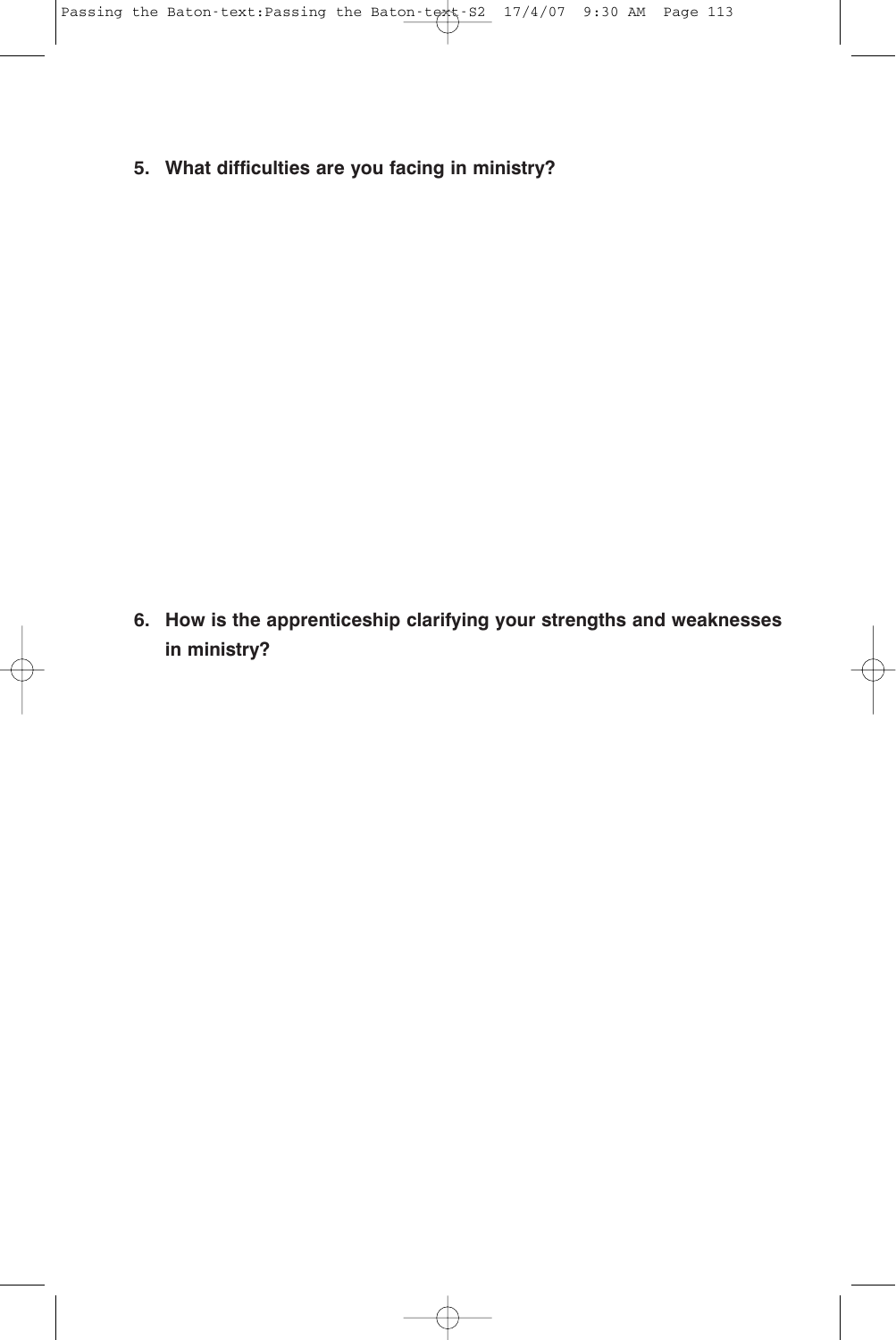5. **What difficulties are you facing in ministry?**

6. **How is the apprenticeship clarifying your strengths and weaknesses in ministry?**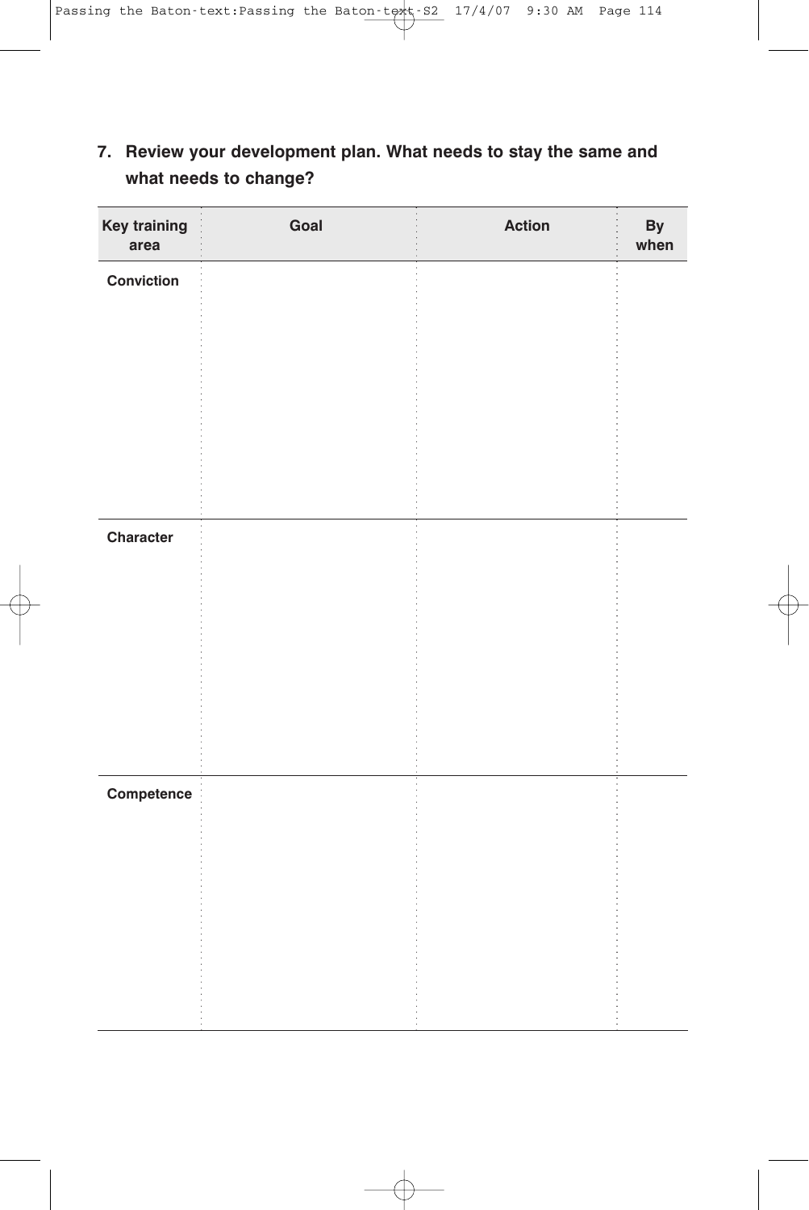**7. Review your development plan. What needs to stay the same and what needs to change?**

| Key training area | Goal | Action | By when |
| --- | --- | --- | --- |
| Conviction | | | |
| Character | | | |
| Competence | | | |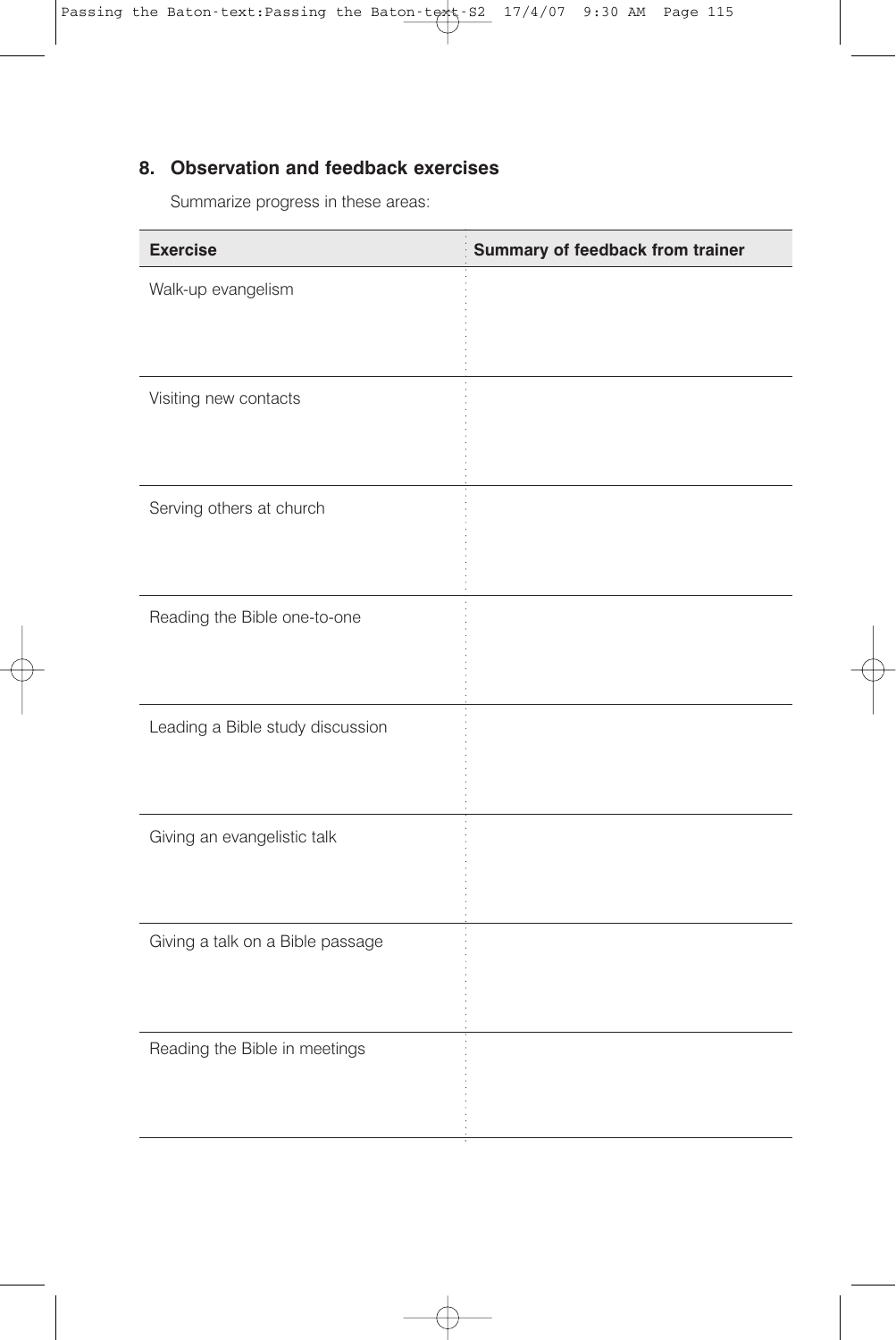## 8. Observation and feedback exercises

Summarize progress in these areas:

| Exercise | Summary of feedback from trainer |
|---|---|
| Walk-up evangelism | |
| Visiting new contacts | |
| Serving others at church | |
| Reading the Bible one-to-one | |
| Leading a Bible study discussion | |
| Giving an evangelistic talk | |
| Giving a talk on a Bible passage | |
| Reading the Bible in meetings | |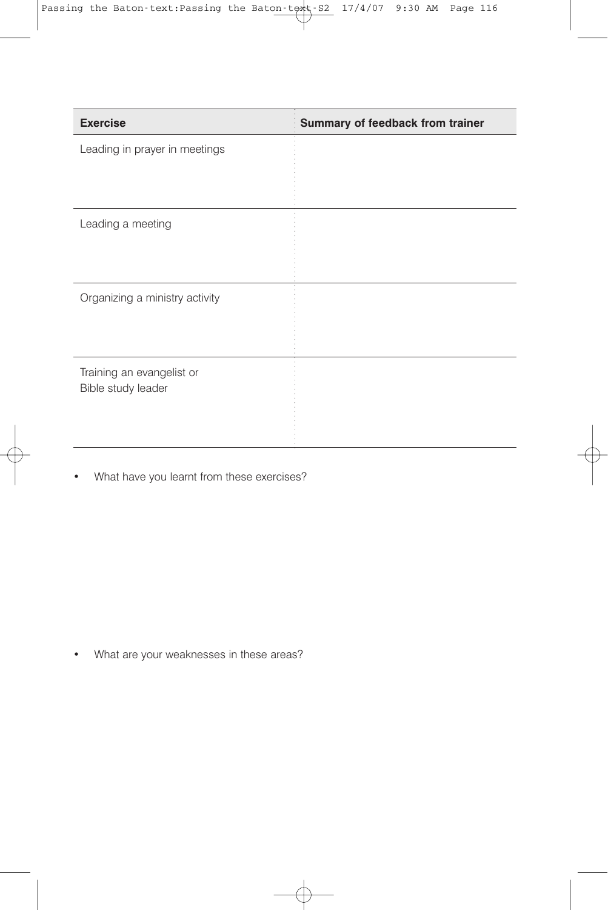| Exercise | Summary of feedback from trainer |
|---|---|
| Leading in prayer in meetings | |
| Leading a meeting | |
| Organizing a ministry activity | |
| Training an evangelist or Bible study leader | |

- What have you learnt from these exercises?

- What are your weaknesses in these areas?